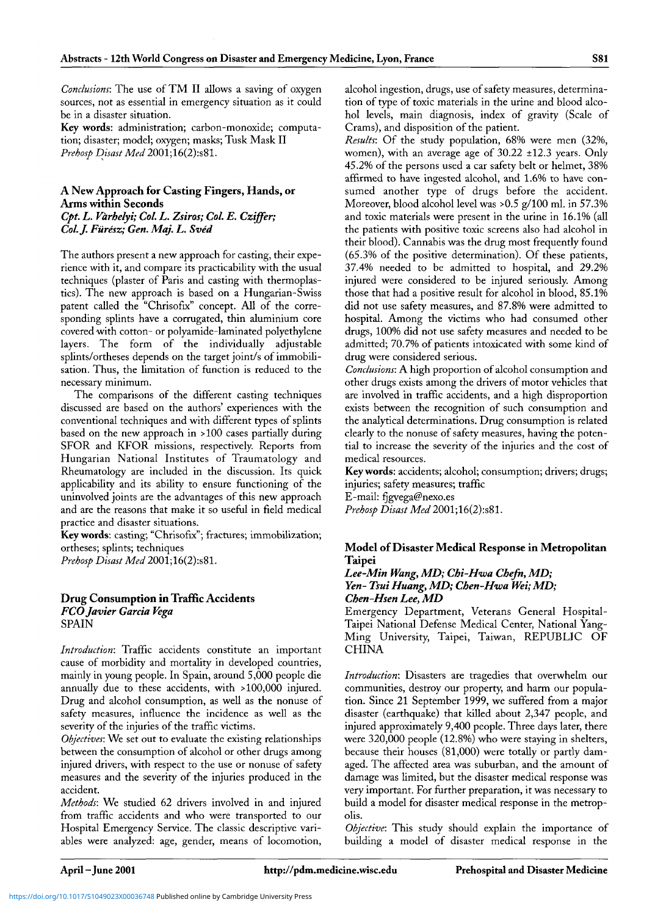*Conclusions*: The use of TM II allows a saving of oxygen sources, not as essential in emergency situation as it could be in a disaster situation.

**Key words**: administration; carbon-monoxide; computation; disaster; model; oxygen; masks; Tusk Mask II

*Prehosp Disast Med* 2001;16(2):s81.

## A New Approach for Casting Fingers, Hands, or Arms within Seconds

***Cpt. L. Várhelyi; Col. L. Zsiros; Col. E. Cziffer; Col. J. Fürész; Gen. Maj. L. Svéd***

The authors present a new approach for casting, their experience with it, and compare its practicability with the usual techniques (plaster of Paris and casting with thermoplastics). The new approach is based on a Hungarian-Swiss patent called the "Chrisofix" concept. All of the corresponding splints have a corrugated, thin aluminium core covered with cotton- or polyamide-laminated polyethylene layers. The form of the individually adjustable splints/ortheses depends on the target joint/s of immobilisation. Thus, the limitation of function is reduced to the necessary minimum.

The comparisons of the different casting techniques discussed are based on the authors' experiences with the conventional techniques and with different types of splints based on the new approach in >100 cases partially during SFOR and KFOR missions, respectively. Reports from Hungarian National Institutes of Traumatology and Rheumatology are included in the discussion. Its quick applicability and its ability to ensure functioning of the uninvolved joints are the advantages of this new approach and are the reasons that make it so useful in field medical practice and disaster situations.

**Key words**: casting; "Chrisofix"; fractures; immobilization; ortheses; splints; techniques

*Prehosp Disast Med* 2001;16(2):s81.

## Drug Consumption in Traffic Accidents

***FCO Javier Garcia Vega***

SPAIN

*Introduction*: Traffic accidents constitute an important cause of morbidity and mortality in developed countries, mainly in young people. In Spain, around 5,000 people die annually due to these accidents, with >100,000 injured. Drug and alcohol consumption, as well as the nonuse of safety measures, influence the incidence as well as the severity of the injuries of the traffic victims.

*Objectives*: We set out to evaluate the existing relationships between the consumption of alcohol or other drugs among injured drivers, with respect to the use or nonuse of safety measures and the severity of the injuries produced in the accident.

*Methods*: We studied 62 drivers involved in and injured from traffic accidents and who were transported to our Hospital Emergency Service. The classic descriptive variables were analyzed: age, gender, means of locomotion, alcohol ingestion, drugs, use of safety measures, determination of type of toxic materials in the urine and blood alcohol levels, main diagnosis, index of gravity (Scale of Crams), and disposition of the patient.

*Results*: Of the study population, 68% were men (32%, women), with an average age of 30.22 ±12.3 years. Only 45.2% of the persons used a car safety belt or helmet, 38% affirmed to have ingested alcohol, and 1.6% to have consumed another type of drugs before the accident. Moreover, blood alcohol level was >0.5 g/100 ml. in 57.3% and toxic materials were present in the urine in 16.1% (all the patients with positive toxic screens also had alcohol in their blood). Cannabis was the drug most frequently found (65.3% of the positive determination). Of these patients, 37.4% needed to be admitted to hospital, and 29.2% injured were considered to be injured seriously. Among those that had a positive result for alcohol in blood, 85.1% did not use safety measures, and 87.8% were admitted to hospital. Among the victims who had consumed other drugs, 100% did not use safety measures and needed to be admitted; 70.7% of patients intoxicated with some kind of drug were considered serious.

*Conclusions*: A high proportion of alcohol consumption and other drugs exists among the drivers of motor vehicles that are involved in traffic accidents, and a high disproportion exists between the recognition of such consumption and the analytical determinations. Drug consumption is related clearly to the nonuse of safety measures, having the potential to increase the severity of the injuries and the cost of medical resources.

**Key words**: accidents; alcohol; consumption; drivers; drugs; injuries; safety measures; traffic

E-mail: fjgvega@nexo.es

*Prehosp Disast Med* 2001;16(2):s81.

## Model of Disaster Medical Response in Metropolitan Taipei

***Lee-Min Wang, MD; Chi-Hwa Chefn, MD; Yen-Tsui Huang, MD; Chen-Hwa Wei; MD; Chen-Hsen Lee, MD***

Emergency Department, Veterans General Hospital-Taipei National Defense Medical Center, National Yang-Ming University, Taipei, Taiwan, REPUBLIC OF CHINA

*Introduction*: Disasters are tragedies that overwhelm our communities, destroy our property, and harm our population. Since 21 September 1999, we suffered from a major disaster (earthquake) that killed about 2,347 people, and injured approximately 9,400 people. Three days later, there were 320,000 people (12.8%) who were staying in shelters, because their houses (81,000) were totally or partly damaged. The affected area was suburban, and the amount of damage was limited, but the disaster medical response was very important. For further preparation, it was necessary to build a model for disaster medical response in the metropolis.

*Objective*: This study should explain the importance of building a model of disaster medical response in the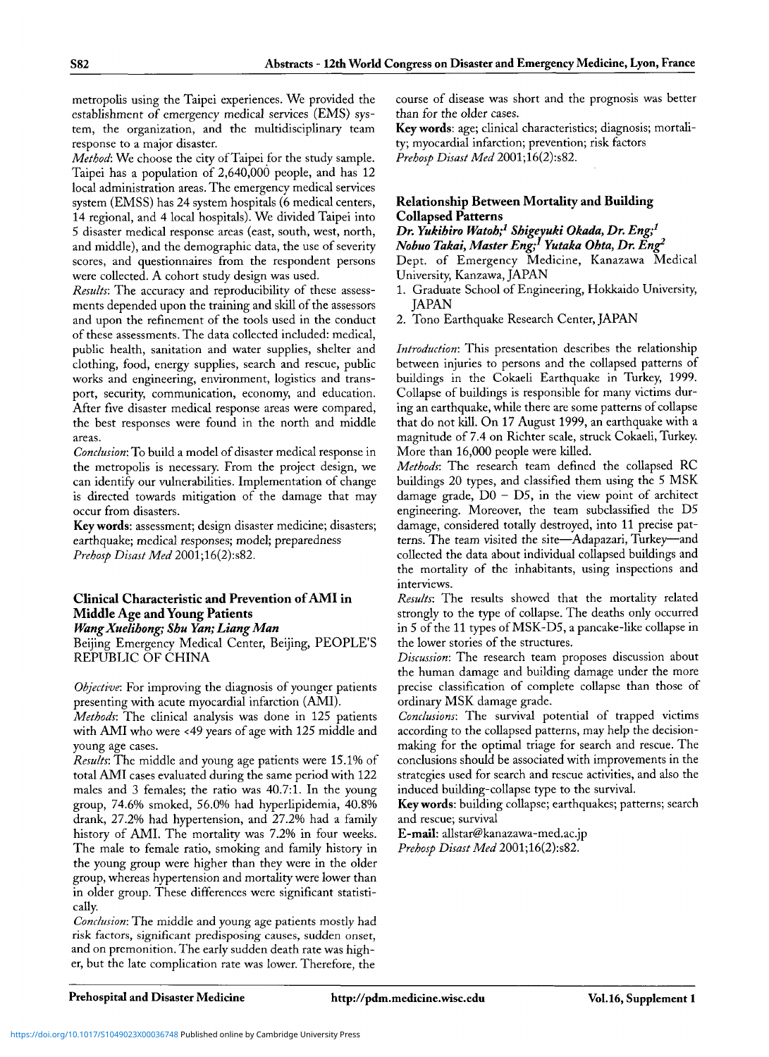metropolis using the Taipei experiences. We provided the establishment of emergency medical services (EMS) system, the organization, and the multidisciplinary team response to a major disaster.

*Method*: We choose the city of Taipei for the study sample. Taipei has a population of 2,640,000 people, and has 12 local administration areas. The emergency medical services system (EMSS) has 24 system hospitals (6 medical centers, 14 regional, and 4 local hospitals). We divided Taipei into 5 disaster medical response areas (east, south, west, north, and middle), and the demographic data, the use of severity scores, and questionnaires from the respondent persons were collected. A cohort study design was used.

*Results*: The accuracy and reproducibility of these assessments depended upon the training and skill of the assessors and upon the refinement of the tools used in the conduct of these assessments. The data collected included: medical, public health, sanitation and water supplies, shelter and clothing, food, energy supplies, search and rescue, public works and engineering, environment, logistics and transport, security, communication, economy, and education. After five disaster medical response areas were compared, the best responses were found in the north and middle areas.

*Conclusion*: To build a model of disaster medical response in the metropolis is necessary. From the project design, we can identify our vulnerabilities. Implementation of change is directed towards mitigation of the damage that may occur from disasters.

**Key words**: assessment; design disaster medicine; disasters; earthquake; medical responses; model; preparedness

*Prehosp Disast Med* 2001;16(2):s82.

## Clinical Characteristic and Prevention of AMI in Middle Age and Young Patients

***Wang Xuelihong; Shu Yan; Liang Man***

Beijing Emergency Medical Center, Beijing, PEOPLE'S REPUBLIC OF CHINA

*Objective*: For improving the diagnosis of younger patients presenting with acute myocardial infarction (AMI).

*Methods*: The clinical analysis was done in 125 patients with AMI who were <49 years of age with 125 middle and young age cases.

*Results*: The middle and young age patients were 15.1% of total AMI cases evaluated during the same period with 122 males and 3 females; the ratio was 40.7:1. In the young group, 74.6% smoked, 56.0% had hyperlipidemia, 40.8% drank, 27.2% had hypertension, and 27.2% had a family history of AMI. The mortality was 7.2% in four weeks. The male to female ratio, smoking and family history in the young group were higher than they were in the older group, whereas hypertension and mortality were lower than in older group. These differences were significant statistically.

*Conclusion*: The middle and young age patients mostly had risk factors, significant predisposing causes, sudden onset, and on premonition. The early sudden death rate was higher, but the late complication rate was lower. Therefore, the course of disease was short and the prognosis was better than for the older cases.

**Key words**: age; clinical characteristics; diagnosis; mortality; myocardial infarction; prevention; risk factors

*Prehosp Disast Med* 2001;16(2):s82.

## Relationship Between Mortality and Building Collapsed Patterns

***Dr. Yukihiro Watoh;[1] Shigeyuki Okada, Dr. Eng;[1] Nobuo Takai, Master Eng;[1] Yutaka Ohta, Dr. Eng[2]***

Dept. of Emergency Medicine, Kanazawa Medical University, Kanzawa, JAPAN

1. Graduate School of Engineering, Hokkaido University, JAPAN
2. Tono Earthquake Research Center, JAPAN

*Introduction*: This presentation describes the relationship between injuries to persons and the collapsed patterns of buildings in the Cokaeli Earthquake in Turkey, 1999. Collapse of buildings is responsible for many victims during an earthquake, while there are some patterns of collapse that do not kill. On 17 August 1999, an earthquake with a magnitude of 7.4 on Richter scale, struck Cokaeli, Turkey. More than 16,000 people were killed.

*Methods*: The research team defined the collapsed RC buildings 20 types, and classified them using the 5 MSK damage grade, D0 – D5, in the view point of architect engineering. Moreover, the team subclassified the D5 damage, considered totally destroyed, into 11 precise patterns. The team visited the site—Adapazari, Turkey—and collected the data about individual collapsed buildings and the mortality of the inhabitants, using inspections and interviews.

*Results*: The results showed that the mortality related strongly to the type of collapse. The deaths only occurred in 5 of the 11 types of MSK-D5, a pancake-like collapse in the lower stories of the structures.

*Discussion*: The research team proposes discussion about the human damage and building damage under the more precise classification of complete collapse than those of ordinary MSK damage grade.

*Conclusions*: The survival potential of trapped victims according to the collapsed patterns, may help the decision-making for the optimal triage for search and rescue. The conclusions should be associated with improvements in the strategies used for search and rescue activities, and also the induced building-collapse type to the survival.

**Key words**: building collapse; earthquakes; patterns; search and rescue; survival

**E-mail**: allstar@kanazawa-med.ac.jp

*Prehosp Disast Med* 2001;16(2):s82.